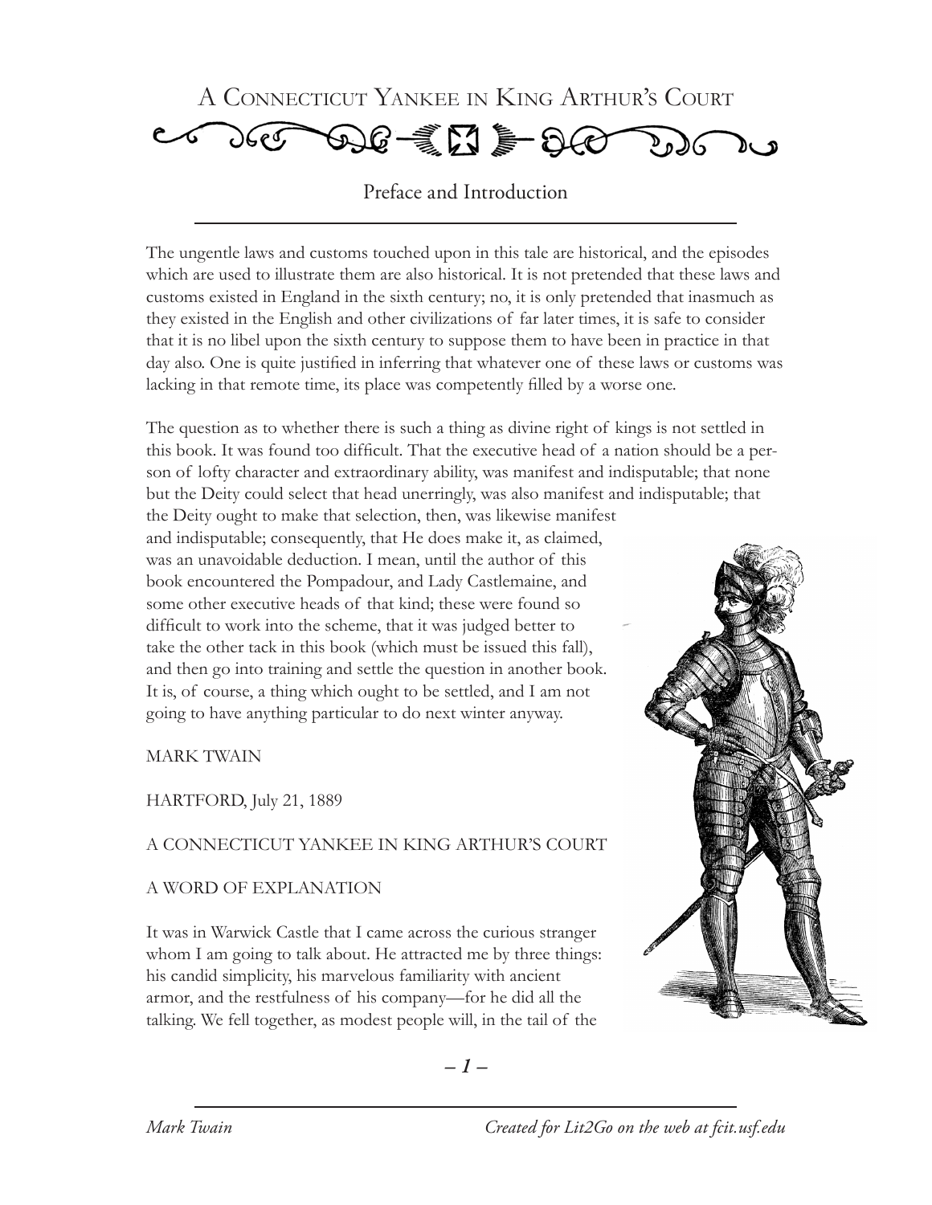# A Connecticut Yankee in King Arthur's Court

## Preface and Introduction

The ungentle laws and customs touched upon in this tale are historical, and the episodes which are used to illustrate them are also historical. It is not pretended that these laws and customs existed in England in the sixth century; no, it is only pretended that inasmuch as they existed in the English and other civilizations of far later times, it is safe to consider that it is no libel upon the sixth century to suppose them to have been in practice in that day also. One is quite justified in inferring that whatever one of these laws or customs was lacking in that remote time, its place was competently filled by a worse one.

The question as to whether there is such a thing as divine right of kings is not settled in this book. It was found too difficult. That the executive head of a nation should be a person of lofty character and extraordinary ability, was manifest and indisputable; that none but the Deity could select that head unerringly, was also manifest and indisputable; that the Deity ought to make that selection, then, was likewise manifest and indisputable; consequently, that He does make it, as claimed, was an unavoidable deduction. I mean, until the author of this book encountered the Pompadour, and Lady Castlemaine, and some other executive heads of that kind; these were found so difficult to work into the scheme, that it was judged better to take the other tack in this book (which must be issued this fall), and then go into training and settle the question in another book. It is, of course, a thing which ought to be settled, and I am not going to have anything particular to do next winter anyway.

MARK TWAIN

HARTFORD, July 21, 1889

A CONNECTICUT YANKEE IN KING ARTHUR'S COURT

A WORD OF EXPLANATION

It was in Warwick Castle that I came across the curious stranger whom I am going to talk about. He attracted me by three things: his candid simplicity, his marvelous familiarity with ancient armor, and the restfulness of his company—for he did all the talking. We fell together, as modest people will, in the tail of the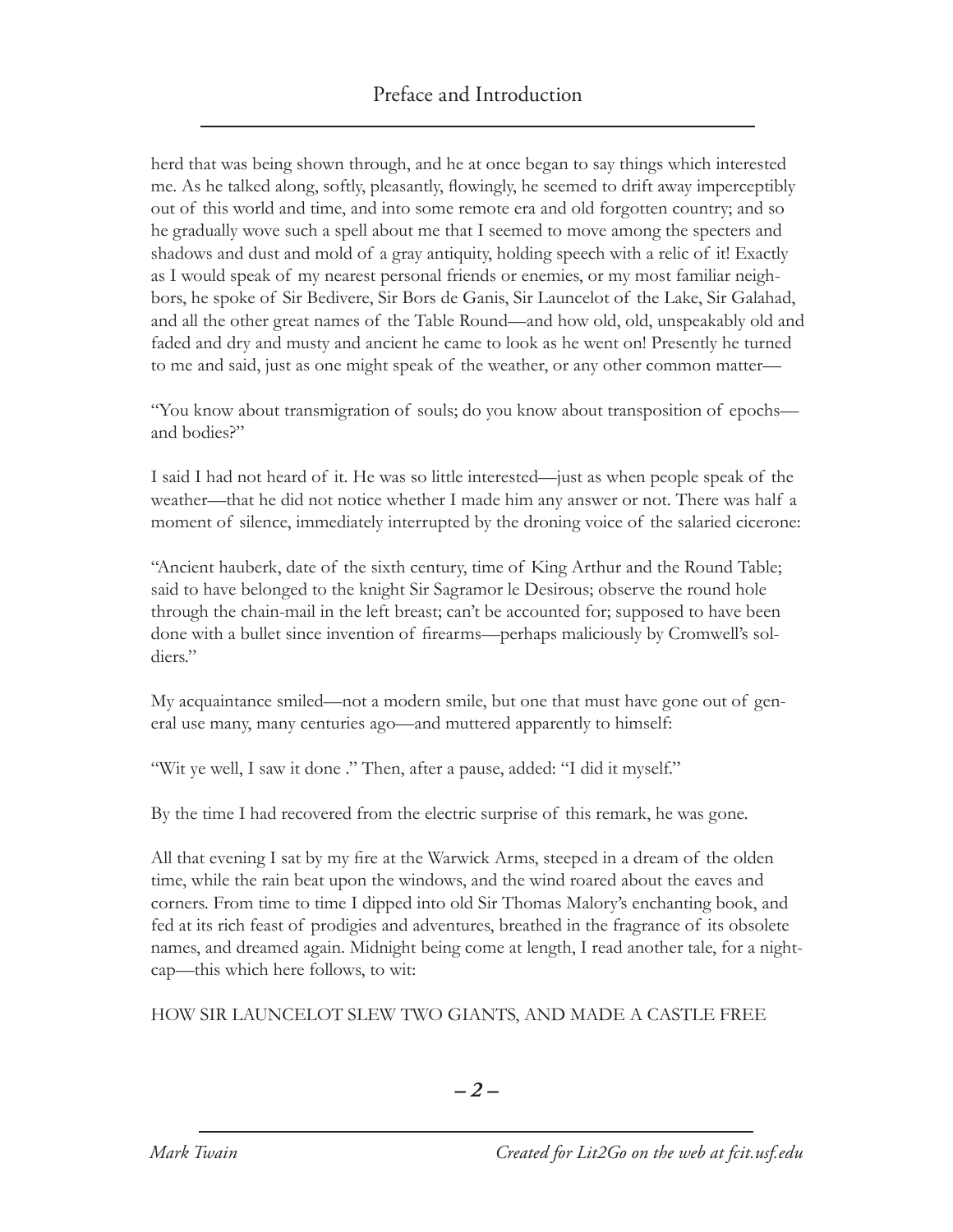herd that was being shown through, and he at once began to say things which interested me. As he talked along, softly, pleasantly, flowingly, he seemed to drift away imperceptibly out of this world and time, and into some remote era and old forgotten country; and so he gradually wove such a spell about me that I seemed to move among the specters and shadows and dust and mold of a gray antiquity, holding speech with a relic of it! Exactly as I would speak of my nearest personal friends or enemies, or my most familiar neighbors, he spoke of Sir Bedivere, Sir Bors de Ganis, Sir Launcelot of the Lake, Sir Galahad, and all the other great names of the Table Round—and how old, old, unspeakably old and faded and dry and musty and ancient he came to look as he went on! Presently he turned to me and said, just as one might speak of the weather, or any other common matter—

"You know about transmigration of souls; do you know about transposition of epochs—and bodies?"

I said I had not heard of it. He was so little interested—just as when people speak of the weather—that he did not notice whether I made him any answer or not. There was half a moment of silence, immediately interrupted by the droning voice of the salaried cicerone:

"Ancient hauberk, date of the sixth century, time of King Arthur and the Round Table; said to have belonged to the knight Sir Sagramor le Desirous; observe the round hole through the chain-mail in the left breast; can't be accounted for; supposed to have been done with a bullet since invention of firearms—perhaps maliciously by Cromwell's soldiers."

My acquaintance smiled—not a modern smile, but one that must have gone out of general use many, many centuries ago—and muttered apparently to himself:

"Wit ye well, I saw it done ." Then, after a pause, added: "I did it myself."

By the time I had recovered from the electric surprise of this remark, he was gone.

All that evening I sat by my fire at the Warwick Arms, steeped in a dream of the olden time, while the rain beat upon the windows, and the wind roared about the eaves and corners. From time to time I dipped into old Sir Thomas Malory's enchanting book, and fed at its rich feast of prodigies and adventures, breathed in the fragrance of its obsolete names, and dreamed again. Midnight being come at length, I read another tale, for a nightcap—this which here follows, to wit:

HOW SIR LAUNCELOT SLEW TWO GIANTS, AND MADE A CASTLE FREE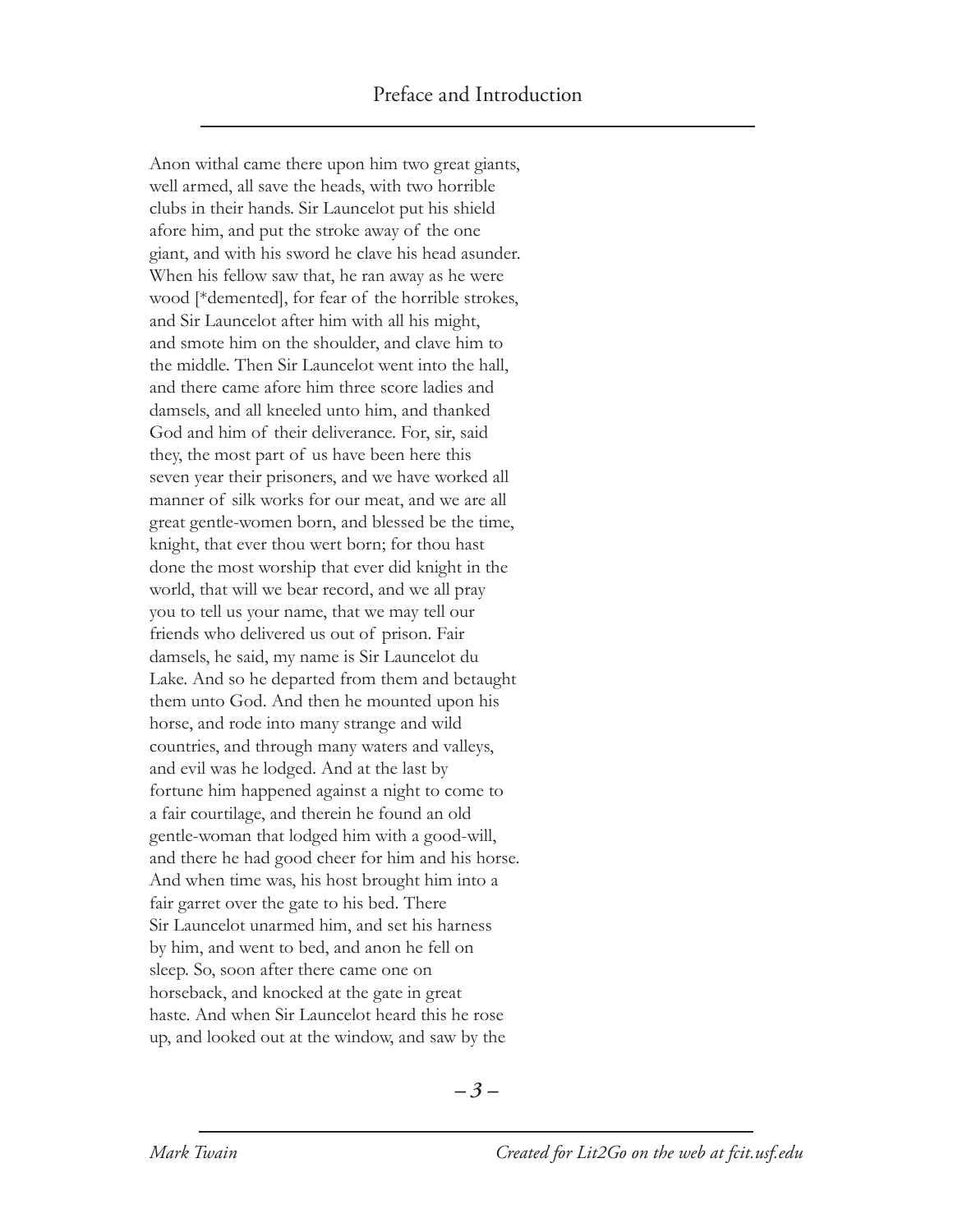Anon withal came there upon him two great giants, well armed, all save the heads, with two horrible clubs in their hands. Sir Launcelot put his shield afore him, and put the stroke away of the one giant, and with his sword he clave his head asunder. When his fellow saw that, he ran away as he were wood [*demented], for fear of the horrible strokes, and Sir Launcelot after him with all his might, and smote him on the shoulder, and clave him to the middle. Then Sir Launcelot went into the hall, and there came afore him three score ladies and damsels, and all kneeled unto him, and thanked God and him of their deliverance. For, sir, said they, the most part of us have been here this seven year their prisoners, and we have worked all manner of silk works for our meat, and we are all great gentle-women born, and blessed be the time, knight, that ever thou wert born; for thou hast done the most worship that ever did knight in the world, that will we bear record, and we all pray you to tell us your name, that we may tell our friends who delivered us out of prison. Fair damsels, he said, my name is Sir Launcelot du Lake. And so he departed from them and betaught them unto God. And then he mounted upon his horse, and rode into many strange and wild countries, and through many waters and valleys, and evil was he lodged. And at the last by fortune him happened against a night to come to a fair courtilage, and therein he found an old gentle-woman that lodged him with a good-will, and there he had good cheer for him and his horse. And when time was, his host brought him into a fair garret over the gate to his bed. There Sir Launcelot unarmed him, and set his harness by him, and went to bed, and anon he fell on sleep. So, soon after there came one on horseback, and knocked at the gate in great haste. And when Sir Launcelot heard this he rose up, and looked out at the window, and saw by the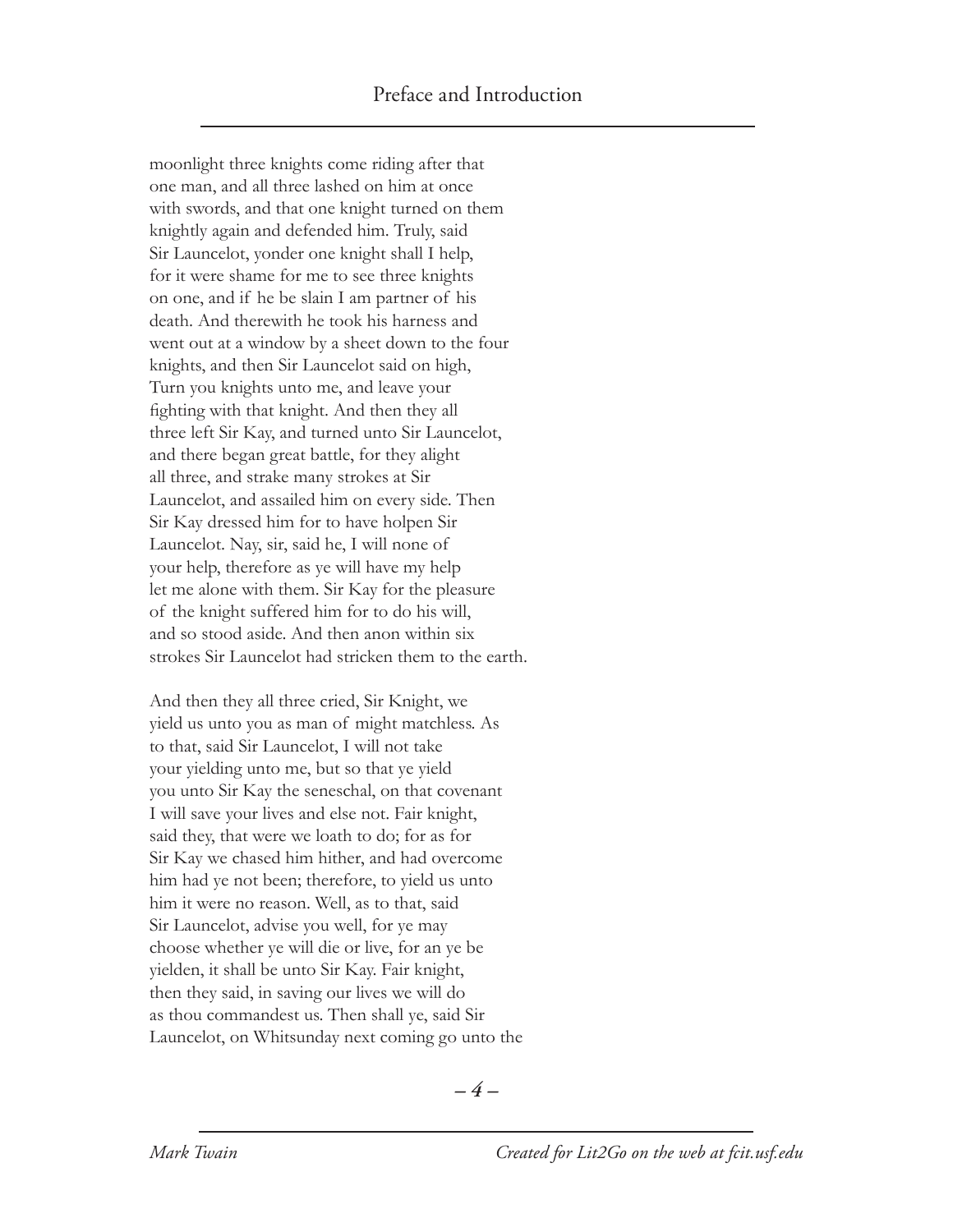moonlight three knights come riding after that one man, and all three lashed on him at once with swords, and that one knight turned on them knightly again and defended him. Truly, said Sir Launcelot, yonder one knight shall I help, for it were shame for me to see three knights on one, and if he be slain I am partner of his death. And therewith he took his harness and went out at a window by a sheet down to the four knights, and then Sir Launcelot said on high, Turn you knights unto me, and leave your fighting with that knight. And then they all three left Sir Kay, and turned unto Sir Launcelot, and there began great battle, for they alight all three, and strake many strokes at Sir Launcelot, and assailed him on every side. Then Sir Kay dressed him for to have holpen Sir Launcelot. Nay, sir, said he, I will none of your help, therefore as ye will have my help let me alone with them. Sir Kay for the pleasure of the knight suffered him for to do his will, and so stood aside. And then anon within six strokes Sir Launcelot had stricken them to the earth.

And then they all three cried, Sir Knight, we yield us unto you as man of might matchless. As to that, said Sir Launcelot, I will not take your yielding unto me, but so that ye yield you unto Sir Kay the seneschal, on that covenant I will save your lives and else not. Fair knight, said they, that were we loath to do; for as for Sir Kay we chased him hither, and had overcome him had ye not been; therefore, to yield us unto him it were no reason. Well, as to that, said Sir Launcelot, advise you well, for ye may choose whether ye will die or live, for an ye be yielden, it shall be unto Sir Kay. Fair knight, then they said, in saving our lives we will do as thou commandest us. Then shall ye, said Sir Launcelot, on Whitsunday next coming go unto the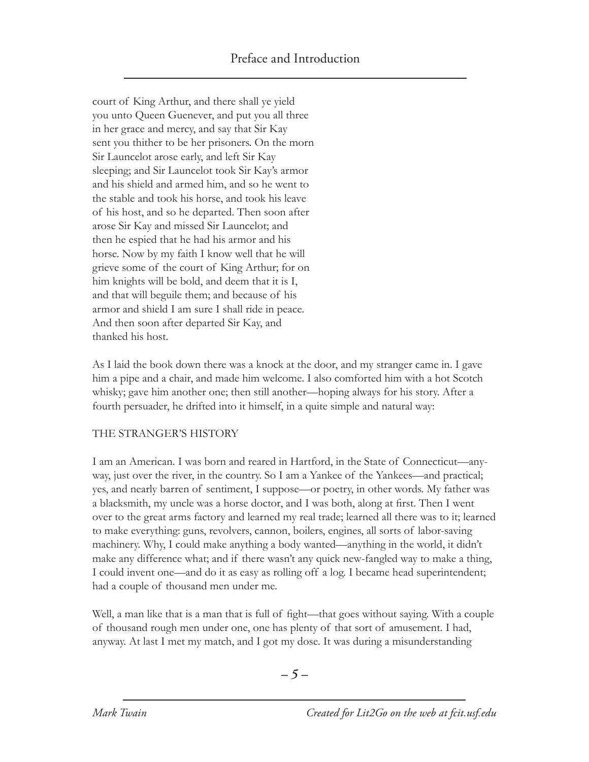court of King Arthur, and there shall ye yield you unto Queen Guenever, and put you all three in her grace and mercy, and say that Sir Kay sent you thither to be her prisoners. On the morn Sir Launcelot arose early, and left Sir Kay sleeping; and Sir Launcelot took Sir Kay's armor and his shield and armed him, and so he went to the stable and took his horse, and took his leave of his host, and so he departed. Then soon after arose Sir Kay and missed Sir Launcelot; and then he espied that he had his armor and his horse. Now by my faith I know well that he will grieve some of the court of King Arthur; for on him knights will be bold, and deem that it is I, and that will beguile them; and because of his armor and shield I am sure I shall ride in peace. And then soon after departed Sir Kay, and thanked his host.

As I laid the book down there was a knock at the door, and my stranger came in. I gave him a pipe and a chair, and made him welcome. I also comforted him with a hot Scotch whisky; gave him another one; then still another—hoping always for his story. After a fourth persuader, he drifted into it himself, in a quite simple and natural way:

## THE STRANGER'S HISTORY

I am an American. I was born and reared in Hartford, in the State of Connecticut—anyway, just over the river, in the country. So I am a Yankee of the Yankees—and practical; yes, and nearly barren of sentiment, I suppose—or poetry, in other words. My father was a blacksmith, my uncle was a horse doctor, and I was both, along at first. Then I went over to the great arms factory and learned my real trade; learned all there was to it; learned to make everything: guns, revolvers, cannon, boilers, engines, all sorts of labor-saving machinery. Why, I could make anything a body wanted—anything in the world, it didn't make any difference what; and if there wasn't any quick new-fangled way to make a thing, I could invent one—and do it as easy as rolling off a log. I became head superintendent; had a couple of thousand men under me.

Well, a man like that is a man that is full of fight—that goes without saying. With a couple of thousand rough men under one, one has plenty of that sort of amusement. I had, anyway. At last I met my match, and I got my dose. It was during a misunderstanding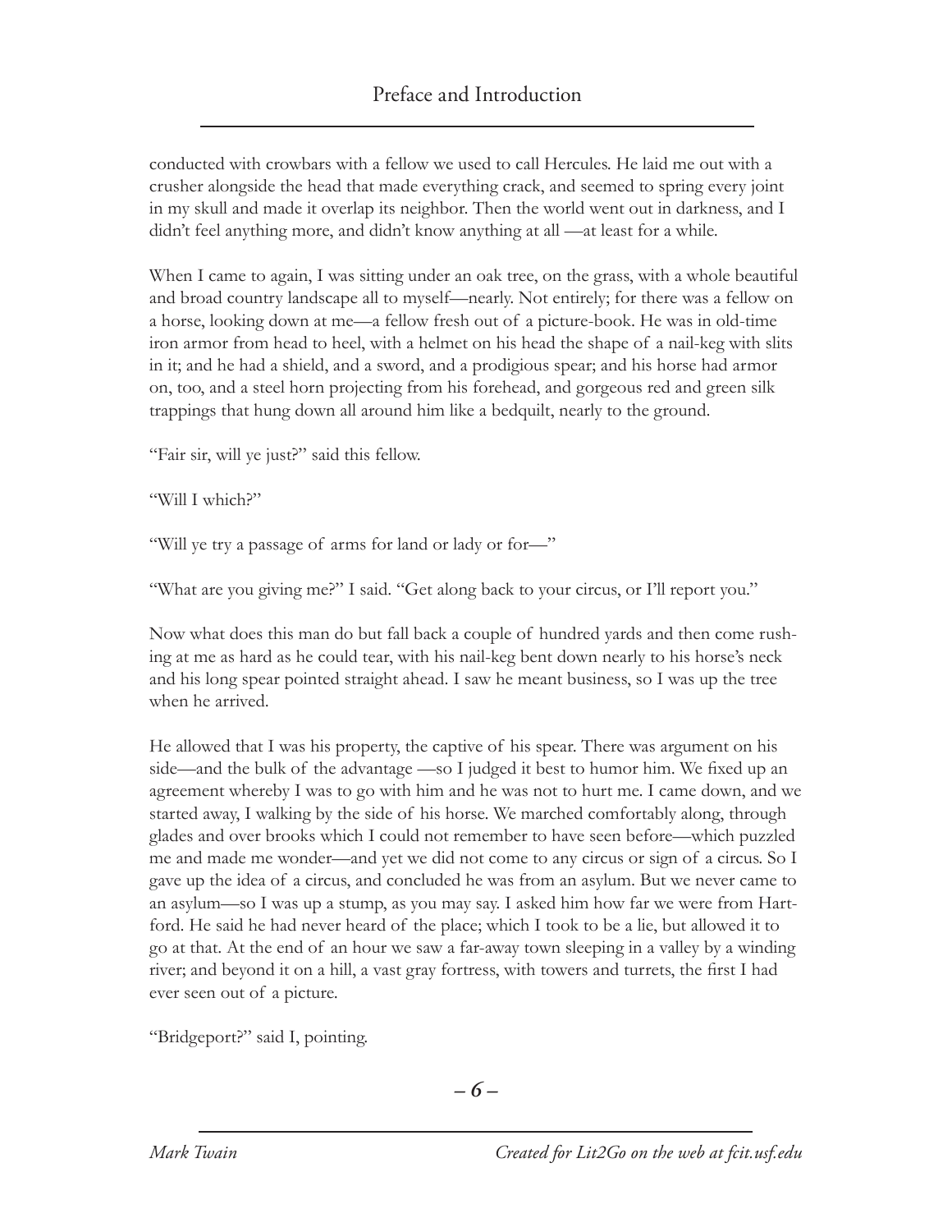conducted with crowbars with a fellow we used to call Hercules. He laid me out with a crusher alongside the head that made everything crack, and seemed to spring every joint in my skull and made it overlap its neighbor. Then the world went out in darkness, and I didn't feel anything more, and didn't know anything at all —at least for a while.

When I came to again, I was sitting under an oak tree, on the grass, with a whole beautiful and broad country landscape all to myself—nearly. Not entirely; for there was a fellow on a horse, looking down at me—a fellow fresh out of a picture-book. He was in old-time iron armor from head to heel, with a helmet on his head the shape of a nail-keg with slits in it; and he had a shield, and a sword, and a prodigious spear; and his horse had armor on, too, and a steel horn projecting from his forehead, and gorgeous red and green silk trappings that hung down all around him like a bedquilt, nearly to the ground.

"Fair sir, will ye just?" said this fellow.

"Will I which?"

"Will ye try a passage of arms for land or lady or for—"

"What are you giving me?" I said. "Get along back to your circus, or I'll report you."

Now what does this man do but fall back a couple of hundred yards and then come rushing at me as hard as he could tear, with his nail-keg bent down nearly to his horse's neck and his long spear pointed straight ahead. I saw he meant business, so I was up the tree when he arrived.

He allowed that I was his property, the captive of his spear. There was argument on his side—and the bulk of the advantage —so I judged it best to humor him. We fixed up an agreement whereby I was to go with him and he was not to hurt me. I came down, and we started away, I walking by the side of his horse. We marched comfortably along, through glades and over brooks which I could not remember to have seen before—which puzzled me and made me wonder—and yet we did not come to any circus or sign of a circus. So I gave up the idea of a circus, and concluded he was from an asylum. But we never came to an asylum—so I was up a stump, as you may say. I asked him how far we were from Hartford. He said he had never heard of the place; which I took to be a lie, but allowed it to go at that. At the end of an hour we saw a far-away town sleeping in a valley by a winding river; and beyond it on a hill, a vast gray fortress, with towers and turrets, the first I had ever seen out of a picture.

"Bridgeport?" said I, pointing.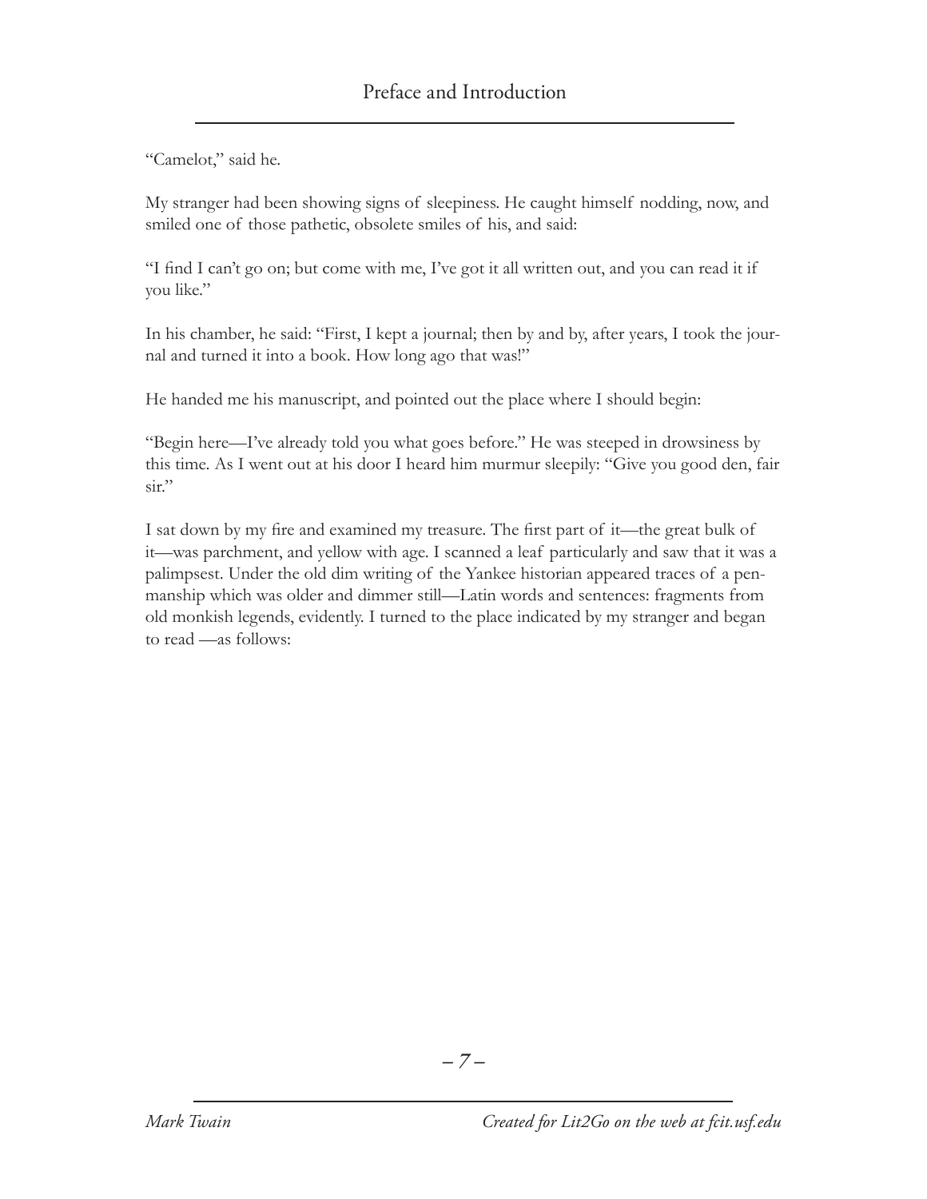"Camelot," said he.

My stranger had been showing signs of sleepiness. He caught himself nodding, now, and smiled one of those pathetic, obsolete smiles of his, and said:

"I find I can't go on; but come with me, I've got it all written out, and you can read it if you like."

In his chamber, he said: "First, I kept a journal; then by and by, after years, I took the journal and turned it into a book. How long ago that was!"

He handed me his manuscript, and pointed out the place where I should begin:

"Begin here—I've already told you what goes before." He was steeped in drowsiness by this time. As I went out at his door I heard him murmur sleepily: "Give you good den, fair sir."

I sat down by my fire and examined my treasure. The first part of it—the great bulk of it—was parchment, and yellow with age. I scanned a leaf particularly and saw that it was a palimpsest. Under the old dim writing of the Yankee historian appeared traces of a penmanship which was older and dimmer still—Latin words and sentences: fragments from old monkish legends, evidently. I turned to the place indicated by my stranger and began to read —as follows: